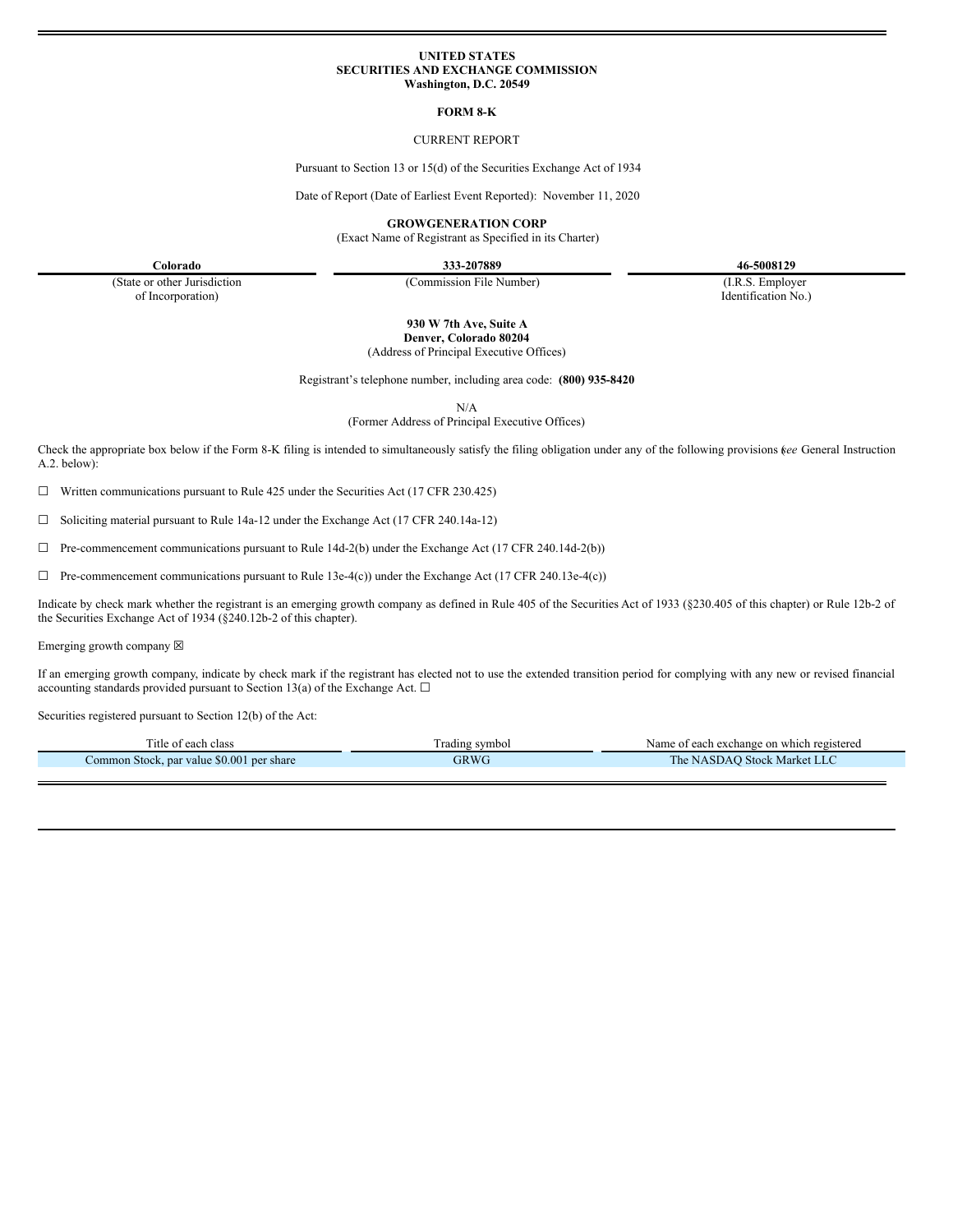**UNITED STATES**
**SECURITIES AND EXCHANGE COMMISSION**
**Washington, D.C. 20549**

**FORM 8-K**

CURRENT REPORT

Pursuant to Section 13 or 15(d) of the Securities Exchange Act of 1934

Date of Report (Date of Earliest Event Reported): November 11, 2020

**GROWGENERATION CORP**
(Exact Name of Registrant as Specified in its Charter)

| **Colorado** | **333-207889** | **46-5008129** |
|---|---|---|
| (State or other Jurisdiction of Incorporation) | (Commission File Number) | (I.R.S. Employer Identification No.) |

**930 W 7th Ave, Suite A**
**Denver, Colorado 80204**
(Address of Principal Executive Offices)

Registrant's telephone number, including area code: **(800) 935-8420**

N/A
(Former Address of Principal Executive Offices)

Check the appropriate box below if the Form 8-K filing is intended to simultaneously satisfy the filing obligation under any of the following provisions (*see* General Instruction A.2. below):

☐ Written communications pursuant to Rule 425 under the Securities Act (17 CFR 230.425)

☐ Soliciting material pursuant to Rule 14a-12 under the Exchange Act (17 CFR 240.14a-12)

☐ Pre-commencement communications pursuant to Rule 14d-2(b) under the Exchange Act (17 CFR 240.14d-2(b))

☐ Pre-commencement communications pursuant to Rule 13e-4(c)) under the Exchange Act (17 CFR 240.13e-4(c))

Indicate by check mark whether the registrant is an emerging growth company as defined in Rule 405 of the Securities Act of 1933 (§230.405 of this chapter) or Rule 12b-2 of the Securities Exchange Act of 1934 (§240.12b-2 of this chapter).

Emerging growth company ☒

If an emerging growth company, indicate by check mark if the registrant has elected not to use the extended transition period for complying with any new or revised financial accounting standards provided pursuant to Section 13(a) of the Exchange Act. ☐

Securities registered pursuant to Section 12(b) of the Act:

| Title of each class | Trading symbol | Name of each exchange on which registered |
|---|---|---|
| Common Stock, par value $0.001 per share | GRWG | The NASDAQ Stock Market LLC |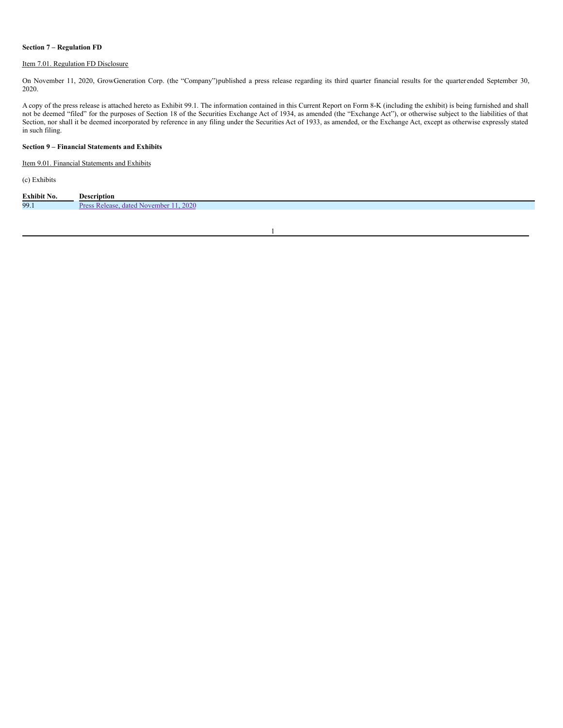**Section 7 – Regulation FD**

Item 7.01. Regulation FD Disclosure

On November 11, 2020, GrowGeneration Corp. (the "Company")published a press release regarding its third quarter financial results for the quarter ended September 30, 2020.

A copy of the press release is attached hereto as Exhibit 99.1. The information contained in this Current Report on Form 8-K (including the exhibit) is being furnished and shall not be deemed "filed" for the purposes of Section 18 of the Securities Exchange Act of 1934, as amended (the "Exchange Act"), or otherwise subject to the liabilities of that Section, nor shall it be deemed incorporated by reference in any filing under the Securities Act of 1933, as amended, or the Exchange Act, except as otherwise expressly stated in such filing.

**Section 9 – Financial Statements and Exhibits**

Item 9.01. Financial Statements and Exhibits

(c) Exhibits

| Exhibit No. | Description |
| --- | --- |
| 99.1 | Press Release, dated November 11, 2020 |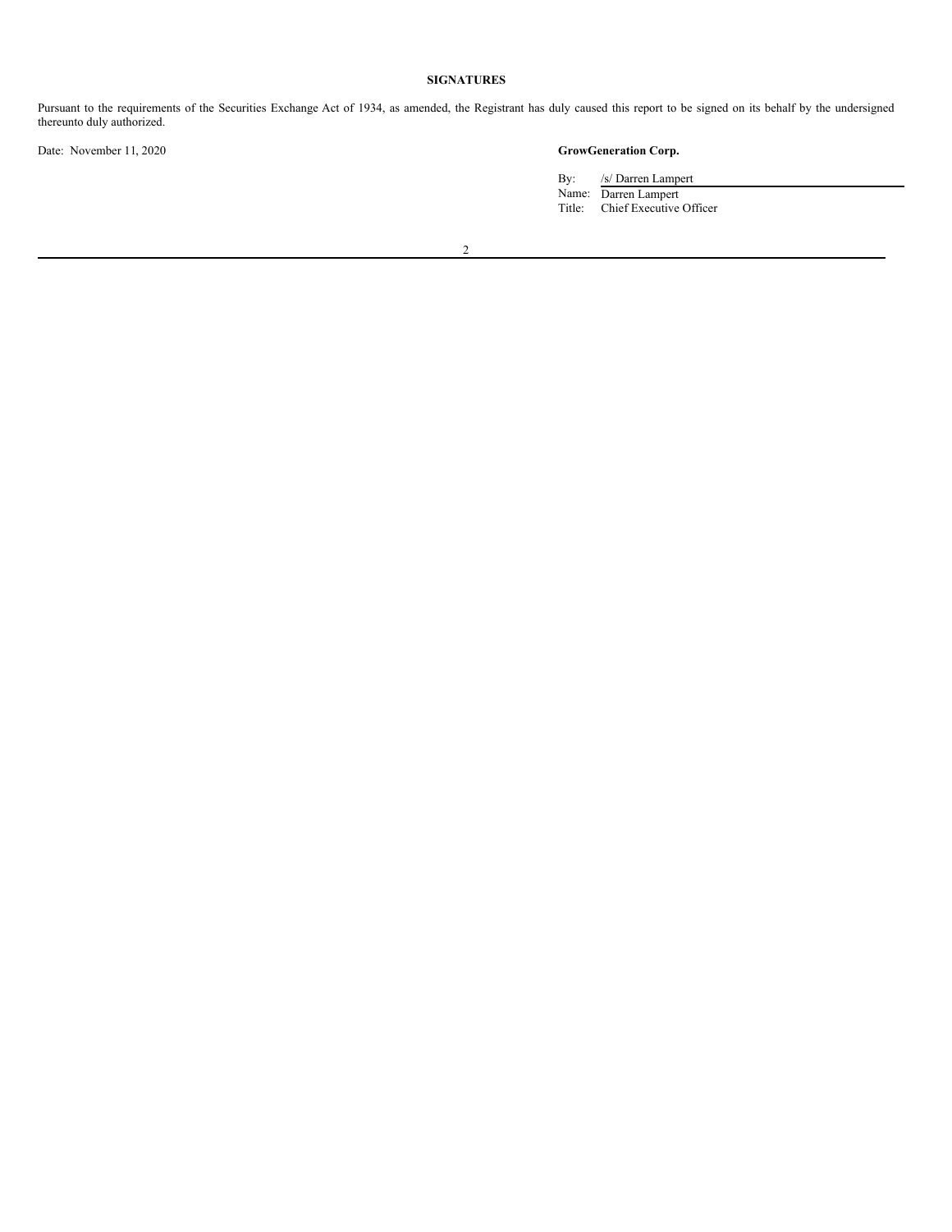**SIGNATURES**

Pursuant to the requirements of the Securities Exchange Act of 1934, as amended, the Registrant has duly caused this report to be signed on its behalf by the undersigned thereunto duly authorized.

Date: November 11, 2020

**GrowGeneration Corp.**

By: /s/ Darren Lampert
Name: Darren Lampert
Title: Chief Executive Officer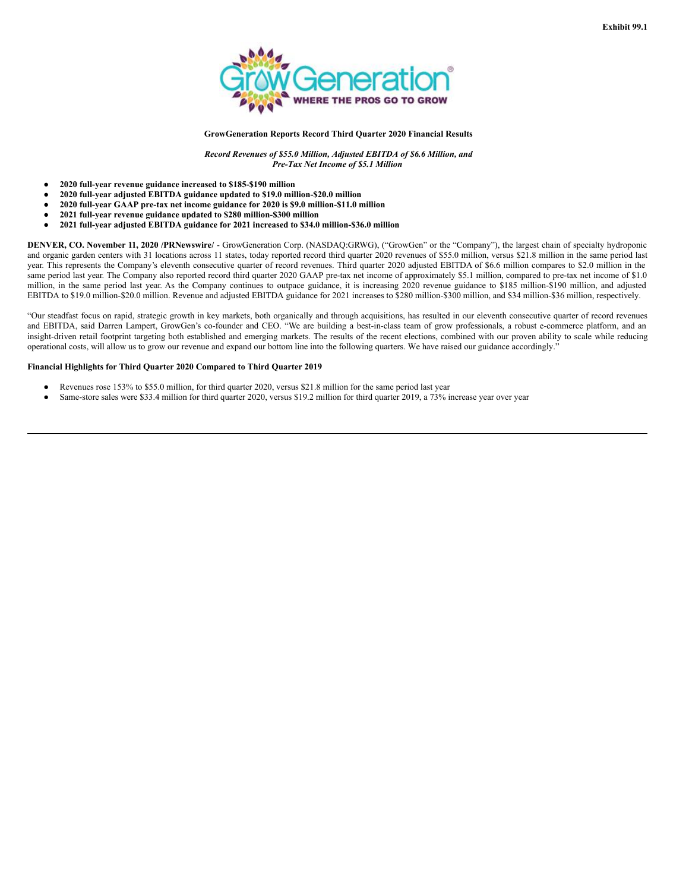**Exhibit 99.1**

**GrowGeneration Reports Record Third Quarter 2020 Financial Results**

***Record Revenues of $55.0 Million, Adjusted EBITDA of $6.6 Million, and Pre-Tax Net Income of $5.1 Million***

- **2020 full-year revenue guidance increased to $185-$190 million**
- **2020 full-year adjusted EBITDA guidance updated to $19.0 million-$20.0 million**
- **2020 full-year GAAP pre-tax net income guidance for 2020 is $9.0 million-$11.0 million**
- **2021 full-year revenue guidance updated to $280 million-$300 million**
- **2021 full-year adjusted EBITDA guidance for 2021 increased to $34.0 million-$36.0 million**

**DENVER, CO. November 11, 2020 /PRNewswire/** - GrowGeneration Corp. (NASDAQ:GRWG), ("GrowGen" or the "Company"), the largest chain of specialty hydroponic and organic garden centers with 31 locations across 11 states, today reported record third quarter 2020 revenues of $55.0 million, versus $21.8 million in the same period last year. This represents the Company's eleventh consecutive quarter of record revenues. Third quarter 2020 adjusted EBITDA of $6.6 million compares to $2.0 million in the same period last year. The Company also reported record third quarter 2020 GAAP pre-tax net income of approximately $5.1 million, compared to pre-tax net income of $1.0 million, in the same period last year. As the Company continues to outpace guidance, it is increasing 2020 revenue guidance to $185 million-$190 million, and adjusted EBITDA to $19.0 million-$20.0 million. Revenue and adjusted EBITDA guidance for 2021 increases to $280 million-$300 million, and $34 million-$36 million, respectively.

"Our steadfast focus on rapid, strategic growth in key markets, both organically and through acquisitions, has resulted in our eleventh consecutive quarter of record revenues and EBITDA, said Darren Lampert, GrowGen's co-founder and CEO. "We are building a best-in-class team of grow professionals, a robust e-commerce platform, and an insight-driven retail footprint targeting both established and emerging markets. The results of the recent elections, combined with our proven ability to scale while reducing operational costs, will allow us to grow our revenue and expand our bottom line into the following quarters. We have raised our guidance accordingly."

**Financial Highlights for Third Quarter 2020 Compared to Third Quarter 2019**

- Revenues rose 153% to $55.0 million, for third quarter 2020, versus $21.8 million for the same period last year
- Same-store sales were $33.4 million for third quarter 2020, versus $19.2 million for third quarter 2019, a 73% increase year over year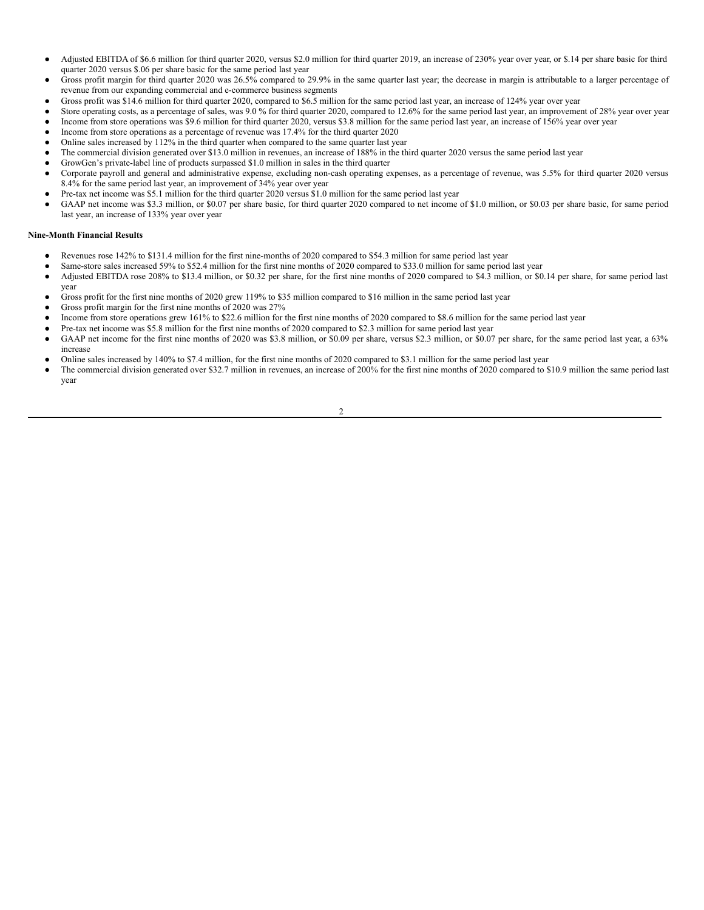- Adjusted EBITDA of $6.6 million for third quarter 2020, versus $2.0 million for third quarter 2019, an increase of 230% year over year, or $.14 per share basic for third quarter 2020 versus $.06 per share basic for the same period last year
- Gross profit margin for third quarter 2020 was 26.5% compared to 29.9% in the same quarter last year; the decrease in margin is attributable to a larger percentage of revenue from our expanding commercial and e-commerce business segments
- Gross profit was $14.6 million for third quarter 2020, compared to $6.5 million for the same period last year, an increase of 124% year over year
- Store operating costs, as a percentage of sales, was 9.0 % for third quarter 2020, compared to 12.6% for the same period last year, an improvement of 28% year over year
- Income from store operations was $9.6 million for third quarter 2020, versus $3.8 million for the same period last year, an increase of 156% year over year
- Income from store operations as a percentage of revenue was 17.4% for the third quarter 2020
- Online sales increased by 112% in the third quarter when compared to the same quarter last year
- The commercial division generated over $13.0 million in revenues, an increase of 188% in the third quarter 2020 versus the same period last year
- GrowGen's private-label line of products surpassed $1.0 million in sales in the third quarter
- Corporate payroll and general and administrative expense, excluding non-cash operating expenses, as a percentage of revenue, was 5.5% for third quarter 2020 versus 8.4% for the same period last year, an improvement of 34% year over year
- Pre-tax net income was $5.1 million for the third quarter 2020 versus $1.0 million for the same period last year
- GAAP net income was $3.3 million, or $0.07 per share basic, for third quarter 2020 compared to net income of $1.0 million, or $0.03 per share basic, for same period last year, an increase of 133% year over year

**Nine-Month Financial Results**

- Revenues rose 142% to $131.4 million for the first nine-months of 2020 compared to $54.3 million for same period last year
- Same-store sales increased 59% to $52.4 million for the first nine months of 2020 compared to $33.0 million for same period last year
- Adjusted EBITDA rose 208% to $13.4 million, or $0.32 per share, for the first nine months of 2020 compared to $4.3 million, or $0.14 per share, for same period last year
- Gross profit for the first nine months of 2020 grew 119% to $35 million compared to $16 million in the same period last year
- Gross profit margin for the first nine months of 2020 was 27%
- Income from store operations grew 161% to $22.6 million for the first nine months of 2020 compared to $8.6 million for the same period last year
- Pre-tax net income was $5.8 million for the first nine months of 2020 compared to $2.3 million for same period last year
- GAAP net income for the first nine months of 2020 was $3.8 million, or $0.09 per share, versus $2.3 million, or $0.07 per share, for the same period last year, a 63% increase
- Online sales increased by 140% to $7.4 million, for the first nine months of 2020 compared to $3.1 million for the same period last year
- The commercial division generated over $32.7 million in revenues, an increase of 200% for the first nine months of 2020 compared to $10.9 million the same period last year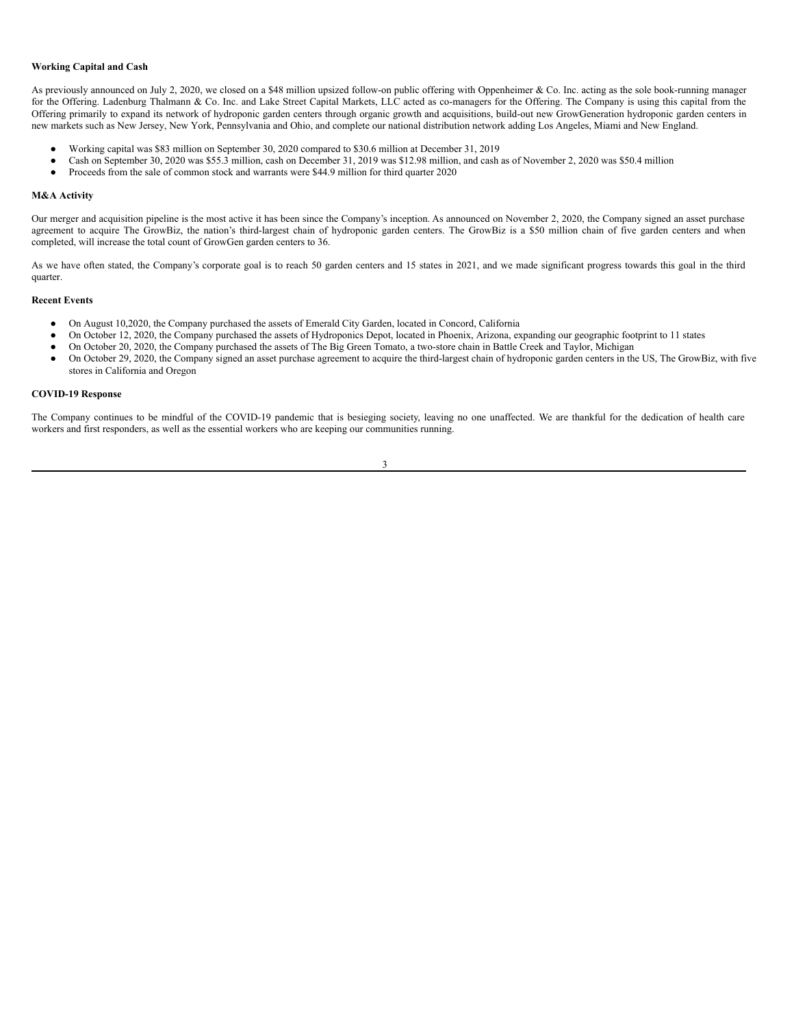**Working Capital and Cash**

As previously announced on July 2, 2020, we closed on a $48 million upsized follow-on public offering with Oppenheimer & Co. Inc. acting as the sole book-running manager for the Offering. Ladenburg Thalmann & Co. Inc. and Lake Street Capital Markets, LLC acted as co-managers for the Offering. The Company is using this capital from the Offering primarily to expand its network of hydroponic garden centers through organic growth and acquisitions, build-out new GrowGeneration hydroponic garden centers in new markets such as New Jersey, New York, Pennsylvania and Ohio, and complete our national distribution network adding Los Angeles, Miami and New England.

- Working capital was $83 million on September 30, 2020 compared to $30.6 million at December 31, 2019
- Cash on September 30, 2020 was $55.3 million, cash on December 31, 2019 was $12.98 million, and cash as of November 2, 2020 was $50.4 million
- Proceeds from the sale of common stock and warrants were $44.9 million for third quarter 2020

**M&A Activity**

Our merger and acquisition pipeline is the most active it has been since the Company's inception. As announced on November 2, 2020, the Company signed an asset purchase agreement to acquire The GrowBiz, the nation's third-largest chain of hydroponic garden centers. The GrowBiz is a $50 million chain of five garden centers and when completed, will increase the total count of GrowGen garden centers to 36.

As we have often stated, the Company's corporate goal is to reach 50 garden centers and 15 states in 2021, and we made significant progress towards this goal in the third quarter.

**Recent Events**

- On August 10,2020, the Company purchased the assets of Emerald City Garden, located in Concord, California
- On October 12, 2020, the Company purchased the assets of Hydroponics Depot, located in Phoenix, Arizona, expanding our geographic footprint to 11 states
- On October 20, 2020, the Company purchased the assets of The Big Green Tomato, a two-store chain in Battle Creek and Taylor, Michigan
- On October 29, 2020, the Company signed an asset purchase agreement to acquire the third-largest chain of hydroponic garden centers in the US, The GrowBiz, with five stores in California and Oregon

**COVID-19 Response**

The Company continues to be mindful of the COVID-19 pandemic that is besieging society, leaving no one unaffected. We are thankful for the dedication of health care workers and first responders, as well as the essential workers who are keeping our communities running.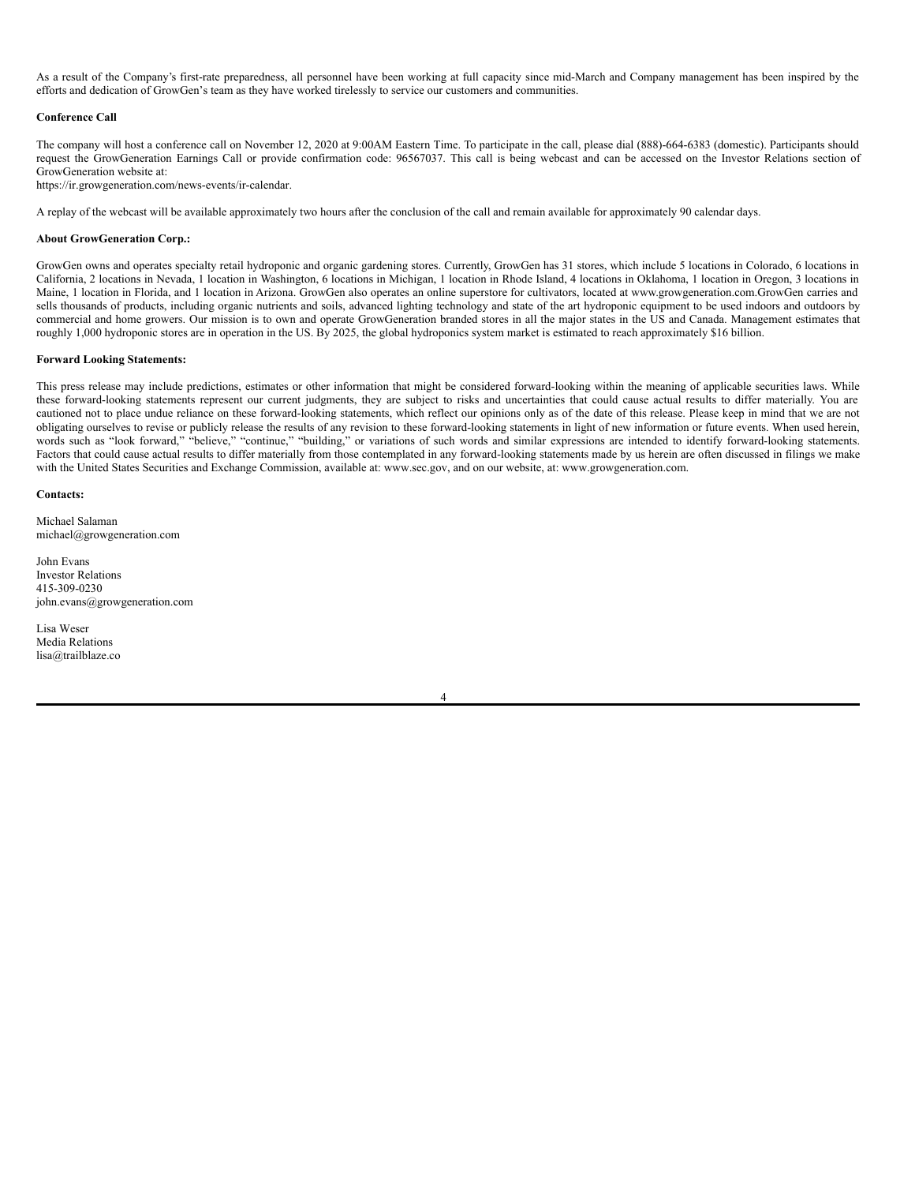As a result of the Company's first-rate preparedness, all personnel have been working at full capacity since mid-March and Company management has been inspired by the efforts and dedication of GrowGen's team as they have worked tirelessly to service our customers and communities.

**Conference Call**

The company will host a conference call on November 12, 2020 at 9:00AM Eastern Time. To participate in the call, please dial (888)-664-6383 (domestic). Participants should request the GrowGeneration Earnings Call or provide confirmation code: 96567037. This call is being webcast and can be accessed on the Investor Relations section of GrowGeneration website at:
https://ir.growgeneration.com/news-events/ir-calendar.

A replay of the webcast will be available approximately two hours after the conclusion of the call and remain available for approximately 90 calendar days.

**About GrowGeneration Corp.:**

GrowGen owns and operates specialty retail hydroponic and organic gardening stores. Currently, GrowGen has 31 stores, which include 5 locations in Colorado, 6 locations in California, 2 locations in Nevada, 1 location in Washington, 6 locations in Michigan, 1 location in Rhode Island, 4 locations in Oklahoma, 1 location in Oregon, 3 locations in Maine, 1 location in Florida, and 1 location in Arizona. GrowGen also operates an online superstore for cultivators, located at www.growgeneration.com.GrowGen carries and sells thousands of products, including organic nutrients and soils, advanced lighting technology and state of the art hydroponic equipment to be used indoors and outdoors by commercial and home growers. Our mission is to own and operate GrowGeneration branded stores in all the major states in the US and Canada. Management estimates that roughly 1,000 hydroponic stores are in operation in the US. By 2025, the global hydroponics system market is estimated to reach approximately $16 billion.

**Forward Looking Statements:**

This press release may include predictions, estimates or other information that might be considered forward-looking within the meaning of applicable securities laws. While these forward-looking statements represent our current judgments, they are subject to risks and uncertainties that could cause actual results to differ materially. You are cautioned not to place undue reliance on these forward-looking statements, which reflect our opinions only as of the date of this release. Please keep in mind that we are not obligating ourselves to revise or publicly release the results of any revision to these forward-looking statements in light of new information or future events. When used herein, words such as "look forward," "believe," "continue," "building," or variations of such words and similar expressions are intended to identify forward-looking statements. Factors that could cause actual results to differ materially from those contemplated in any forward-looking statements made by us herein are often discussed in filings we make with the United States Securities and Exchange Commission, available at: www.sec.gov, and on our website, at: www.growgeneration.com.

**Contacts:**

Michael Salaman
michael@growgeneration.com

John Evans
Investor Relations
415-309-0230
john.evans@growgeneration.com

Lisa Weser
Media Relations
lisa@trailblaze.co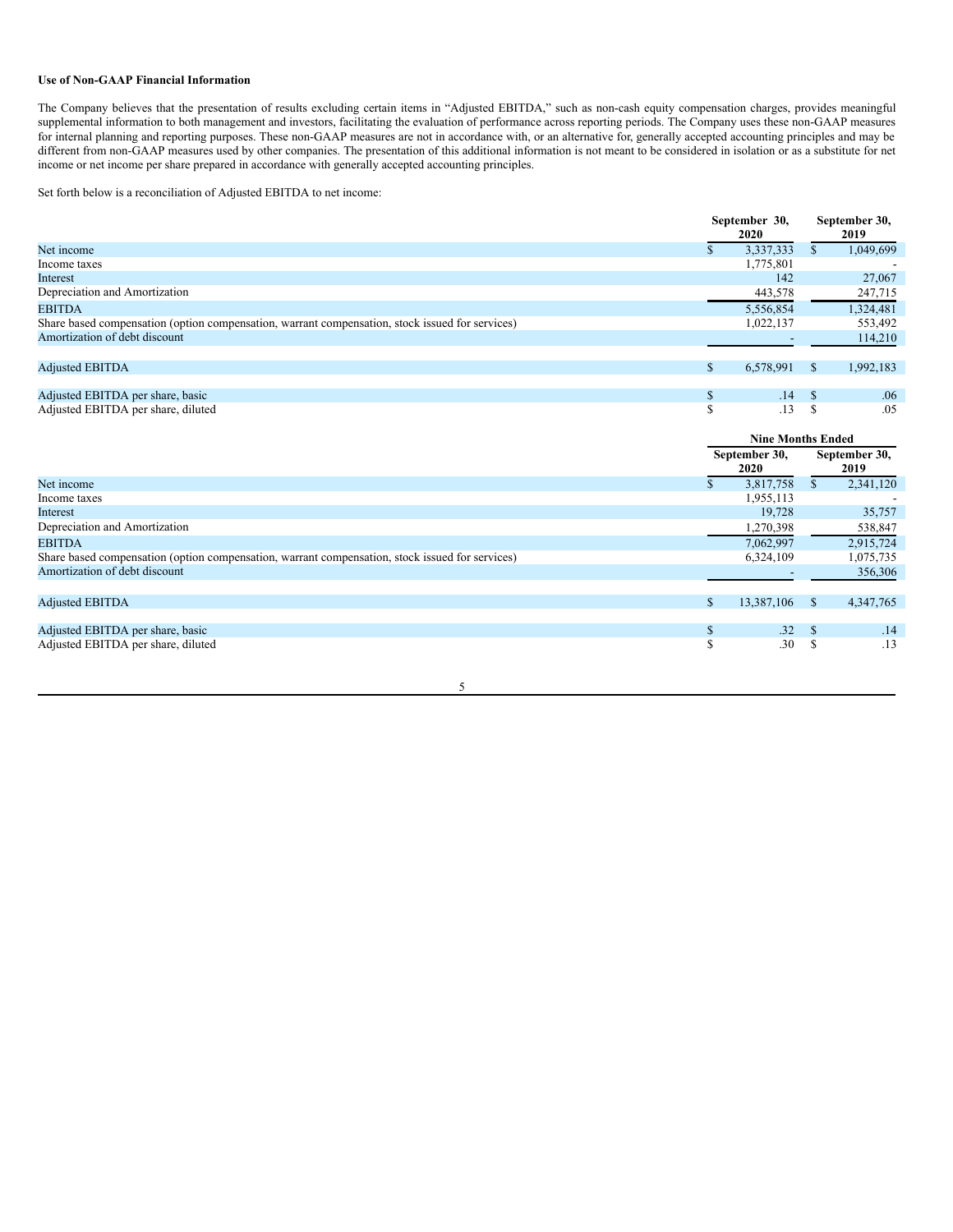**Use of Non-GAAP Financial Information**

The Company believes that the presentation of results excluding certain items in "Adjusted EBITDA," such as non-cash equity compensation charges, provides meaningful supplemental information to both management and investors, facilitating the evaluation of performance across reporting periods. The Company uses these non-GAAP measures for internal planning and reporting purposes. These non-GAAP measures are not in accordance with, or an alternative for, generally accepted accounting principles and may be different from non-GAAP measures used by other companies. The presentation of this additional information is not meant to be considered in isolation or as a substitute for net income or net income per share prepared in accordance with generally accepted accounting principles.

Set forth below is a reconciliation of Adjusted EBITDA to net income:

| | September 30, 2020 | September 30, 2019 |
|---|---|---|
| Net income | $ 3,337,333 | $ 1,049,699 |
| Income taxes | 1,775,801 | - |
| Interest | 142 | 27,067 |
| Depreciation and Amortization | 443,578 | 247,715 |
| EBITDA | 5,556,854 | 1,324,481 |
| Share based compensation (option compensation, warrant compensation, stock issued for services) | 1,022,137 | 553,492 |
| Amortization of debt discount | - | 114,210 |
| Adjusted EBITDA | $ 6,578,991 | $ 1,992,183 |
| Adjusted EBITDA per share, basic | $ .14 | $ .06 |
| Adjusted EBITDA per share, diluted | $ .13 | $ .05 |

| | Nine Months Ended | |
|---|---|---|
| | September 30, 2020 | September 30, 2019 |
| Net income | $ 3,817,758 | $ 2,341,120 |
| Income taxes | 1,955,113 | - |
| Interest | 19,728 | 35,757 |
| Depreciation and Amortization | 1,270,398 | 538,847 |
| EBITDA | 7,062,997 | 2,915,724 |
| Share based compensation (option compensation, warrant compensation, stock issued for services) | 6,324,109 | 1,075,735 |
| Amortization of debt discount | - | 356,306 |
| Adjusted EBITDA | $ 13,387,106 | $ 4,347,765 |
| Adjusted EBITDA per share, basic | $ .32 | $ .14 |
| Adjusted EBITDA per share, diluted | $ .30 | $ .13 |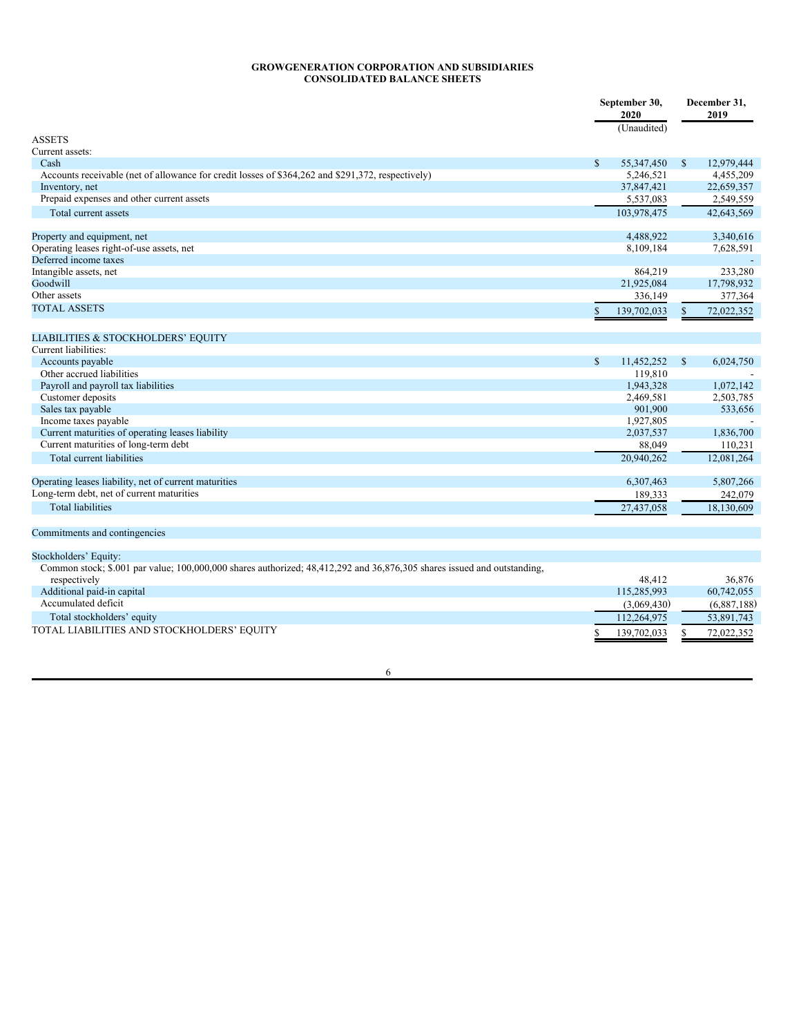# GROWGENERATION CORPORATION AND SUBSIDIARIES
## CONSOLIDATED BALANCE SHEETS

| | September 30, 2020 (Unaudited) | December 31, 2019 |
|---|---|---|
| ASSETS | | |
| Current assets: | | |
| Cash | $ 55,347,450 | $ 12,979,444 |
| Accounts receivable (net of allowance for credit losses of $364,262 and $291,372, respectively) | 5,246,521 | 4,455,209 |
| Inventory, net | 37,847,421 | 22,659,357 |
| Prepaid expenses and other current assets | 5,537,083 | 2,549,559 |
| Total current assets | 103,978,475 | 42,643,569 |
| | | |
| Property and equipment, net | 4,488,922 | 3,340,616 |
| Operating leases right-of-use assets, net | 8,109,184 | 7,628,591 |
| Deferred income taxes | | - |
| Intangible assets, net | 864,219 | 233,280 |
| Goodwill | 21,925,084 | 17,798,932 |
| Other assets | 336,149 | 377,364 |
| TOTAL ASSETS | $ 139,702,033 | $ 72,022,352 |
| | | |
| LIABILITIES & STOCKHOLDERS' EQUITY | | |
| Current liabilities: | | |
| Accounts payable | $ 11,452,252 | $ 6,024,750 |
| Other accrued liabilities | 119,810 | - |
| Payroll and payroll tax liabilities | 1,943,328 | 1,072,142 |
| Customer deposits | 2,469,581 | 2,503,785 |
| Sales tax payable | 901,900 | 533,656 |
| Income taxes payable | 1,927,805 | - |
| Current maturities of operating leases liability | 2,037,537 | 1,836,700 |
| Current maturities of long-term debt | 88,049 | 110,231 |
| Total current liabilities | 20,940,262 | 12,081,264 |
| | | |
| Operating leases liability, net of current maturities | 6,307,463 | 5,807,266 |
| Long-term debt, net of current maturities | 189,333 | 242,079 |
| Total liabilities | 27,437,058 | 18,130,609 |
| | | |
| Commitments and contingencies | | |
| | | |
| Stockholders' Equity: | | |
| Common stock; $.001 par value; 100,000,000 shares authorized; 48,412,292 and 36,876,305 shares issued and outstanding, respectively | 48,412 | 36,876 |
| Additional paid-in capital | 115,285,993 | 60,742,055 |
| Accumulated deficit | (3,069,430) | (6,887,188) |
| Total stockholders' equity | 112,264,975 | 53,891,743 |
| TOTAL LIABILITIES AND STOCKHOLDERS' EQUITY | $ 139,702,033 | $ 72,022,352 |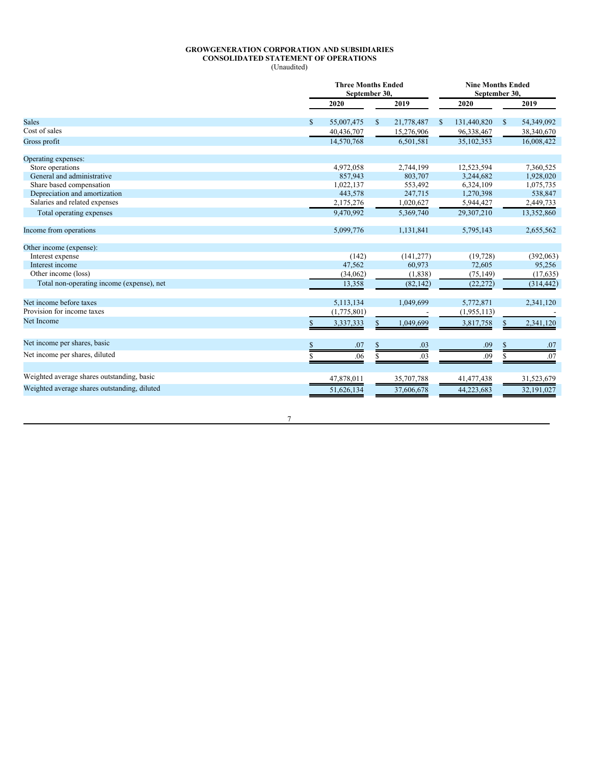**GROWGENERATION CORPORATION AND SUBSIDIARIES**
**CONSOLIDATED STATEMENT OF OPERATIONS**
(Unaudited)

| | Three Months Ended September 30, | | Nine Months Ended September 30, | |
|---|---|---|---|---|
| | 2020 | 2019 | 2020 | 2019 |
| Sales | $ 55,007,475 | $ 21,778,487 | $ 131,440,820 | $ 54,349,092 |
| Cost of sales | 40,436,707 | 15,276,906 | 96,338,467 | 38,340,670 |
| Gross profit | 14,570,768 | 6,501,581 | 35,102,353 | 16,008,422 |
| | | | | |
| Operating expenses: | | | | |
| Store operations | 4,972,058 | 2,744,199 | 12,523,594 | 7,360,525 |
| General and administrative | 857,943 | 803,707 | 3,244,682 | 1,928,020 |
| Share based compensation | 1,022,137 | 553,492 | 6,324,109 | 1,075,735 |
| Depreciation and amortization | 443,578 | 247,715 | 1,270,398 | 538,847 |
| Salaries and related expenses | 2,175,276 | 1,020,627 | 5,944,427 | 2,449,733 |
| Total operating expenses | 9,470,992 | 5,369,740 | 29,307,210 | 13,352,860 |
| | | | | |
| Income from operations | 5,099,776 | 1,131,841 | 5,795,143 | 2,655,562 |
| | | | | |
| Other income (expense): | | | | |
| Interest expense | (142) | (141,277) | (19,728) | (392,063) |
| Interest income | 47,562 | 60,973 | 72,605 | 95,256 |
| Other income (loss) | (34,062) | (1,838) | (75,149) | (17,635) |
| Total non-operating income (expense), net | 13,358 | (82,142) | (22,272) | (314,442) |
| | | | | |
| Net income before taxes | 5,113,134 | 1,049,699 | 5,772,871 | 2,341,120 |
| Provision for income taxes | (1,775,801) | - | (1,955,113) | - |
| Net Income | $ 3,337,333 | $ 1,049,699 | 3,817,758 | $ 2,341,120 |
| | | | | |
| Net income per shares, basic | $ .07 | $ .03 | .09 | $ .07 |
| Net income per shares, diluted | $ .06 | $ .03 | .09 | $ .07 |
| | | | | |
| Weighted average shares outstanding, basic | 47,878,011 | 35,707,788 | 41,477,438 | 31,523,679 |
| Weighted average shares outstanding, diluted | 51,626,134 | 37,606,678 | 44,223,683 | 32,191,027 |